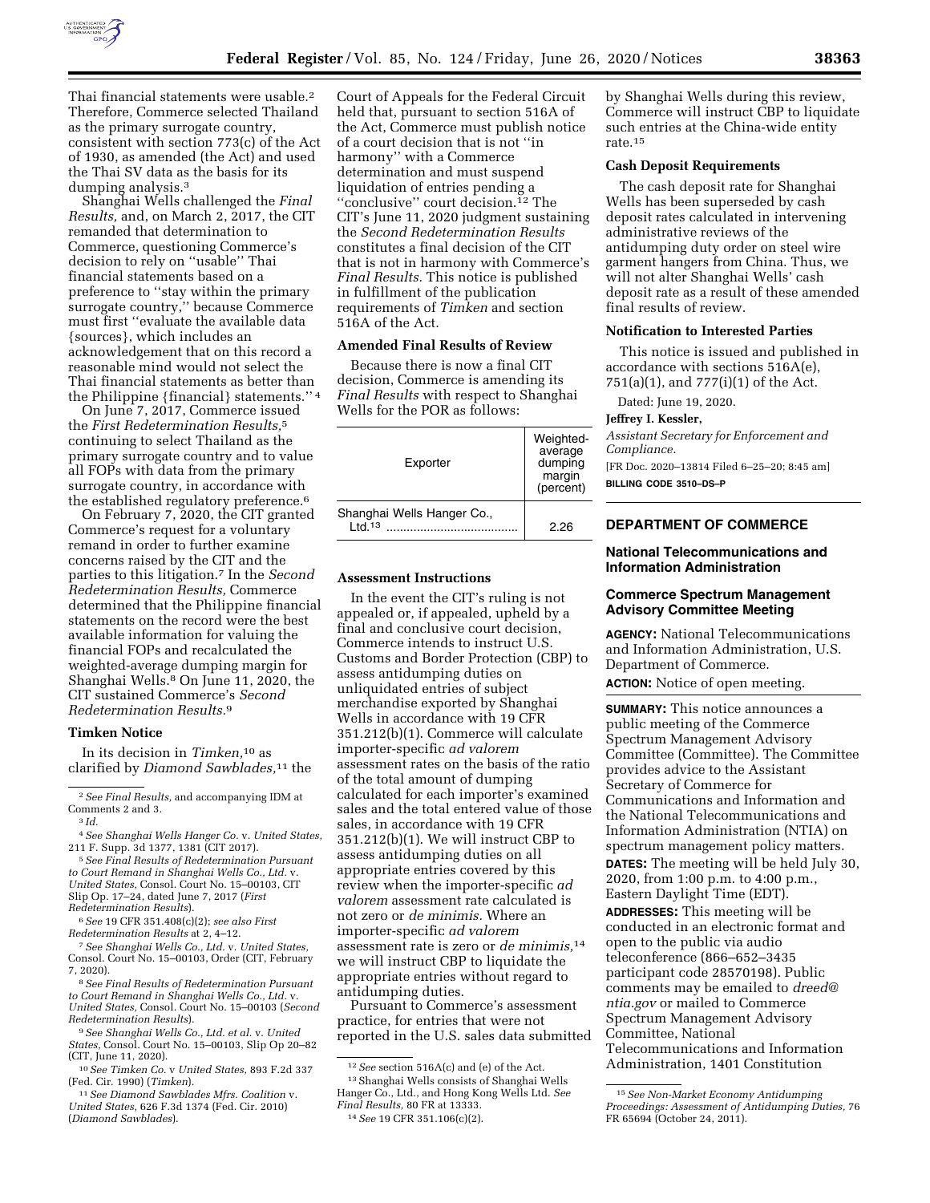Thai financial statements were usable.[2] Therefore, Commerce selected Thailand as the primary surrogate country, consistent with section 773(c) of the Act of 1930, as amended (the Act) and used the Thai SV data as the basis for its dumping analysis.[3]

Shanghai Wells challenged the *Final Results,* and, on March 2, 2017, the CIT remanded that determination to Commerce, questioning Commerce's decision to rely on ''usable'' Thai financial statements based on a preference to ''stay within the primary surrogate country,'' because Commerce must first ''evaluate the available data {sources}, which includes an acknowledgement that on this record a reasonable mind would not select the Thai financial statements as better than the Philippine {financial} statements.'' [4]

On June 7, 2017, Commerce issued the *First Redetermination Results,*[5] continuing to select Thailand as the primary surrogate country and to value all FOPs with data from the primary surrogate country, in accordance with the established regulatory preference.[6]

On February 7, 2020, the CIT granted Commerce's request for a voluntary remand in order to further examine concerns raised by the CIT and the parties to this litigation.[7] In the *Second Redetermination Results,* Commerce determined that the Philippine financial statements on the record were the best available information for valuing the financial FOPs and recalculated the weighted-average dumping margin for Shanghai Wells.[8] On June 11, 2020, the CIT sustained Commerce's *Second Redetermination Results.*[9]

### Timken Notice

In its decision in *Timken,*[10] as clarified by *Diamond Sawblades,*[11] the Court of Appeals for the Federal Circuit held that, pursuant to section 516A of the Act, Commerce must publish notice of a court decision that is not ''in harmony'' with a Commerce determination and must suspend liquidation of entries pending a ''conclusive'' court decision.[12] The CIT's June 11, 2020 judgment sustaining the *Second Redetermination Results* constitutes a final decision of the CIT that is not in harmony with Commerce's *Final Results.* This notice is published in fulfillment of the publication requirements of *Timken* and section 516A of the Act.

### Amended Final Results of Review

Because there is now a final CIT decision, Commerce is amending its *Final Results* with respect to Shanghai Wells for the POR as follows:

| Exporter | Weighted-average dumping margin (percent) |
|---|---|
| Shanghai Wells Hanger Co., Ltd.[13] | 2.26 |

### Assessment Instructions

In the event the CIT's ruling is not appealed or, if appealed, upheld by a final and conclusive court decision, Commerce intends to instruct U.S. Customs and Border Protection (CBP) to assess antidumping duties on unliquidated entries of subject merchandise exported by Shanghai Wells in accordance with 19 CFR 351.212(b)(1). Commerce will calculate importer-specific *ad valorem* assessment rates on the basis of the ratio of the total amount of dumping calculated for each importer's examined sales and the total entered value of those sales, in accordance with 19 CFR 351.212(b)(1). We will instruct CBP to assess antidumping duties on all appropriate entries covered by this review when the importer-specific *ad valorem* assessment rate calculated is not zero or *de minimis.* Where an importer-specific *ad valorem* assessment rate is zero or *de minimis,*[14] we will instruct CBP to liquidate the appropriate entries without regard to antidumping duties.

Pursuant to Commerce's assessment practice, for entries that were not reported in the U.S. sales data submitted by Shanghai Wells during this review, Commerce will instruct CBP to liquidate such entries at the China-wide entity rate.[15]

### Cash Deposit Requirements

The cash deposit rate for Shanghai Wells has been superseded by cash deposit rates calculated in intervening administrative reviews of the antidumping duty order on steel wire garment hangers from China. Thus, we will not alter Shanghai Wells' cash deposit rate as a result of these amended final results of review.

### Notification to Interested Parties

This notice is issued and published in accordance with sections 516A(e), 751(a)(1), and 777(i)(1) of the Act.

Dated: June 19, 2020.

**Jeffrey I. Kessler,**

*Assistant Secretary for Enforcement and Compliance.*

[FR Doc. 2020–13814 Filed 6–25–20; 8:45 am]

**BILLING CODE 3510–DS–P**

---

[2] *See Final Results,* and accompanying IDM at Comments 2 and 3.

[3] *Id.*

[4] *See Shanghai Wells Hanger Co.* v. *United States,* 211 F. Supp. 3d 1377, 1381 (CIT 2017).

[5] *See Final Results of Redetermination Pursuant to Court Remand in Shanghai Wells Co., Ltd.* v. *United States,* Consol. Court No. 15–00103, CIT Slip Op. 17–24, dated June 7, 2017 (*First Redetermination Results*).

[6] *See* 19 CFR 351.408(c)(2); *see also First Redetermination Results* at 2, 4–12.

[7] *See Shanghai Wells Co., Ltd.* v. *United States,* Consol. Court No. 15–00103, Order (CIT, February 7, 2020).

[8] *See Final Results of Redetermination Pursuant to Court Remand in Shanghai Wells Co., Ltd.* v. *United States,* Consol. Court No. 15–00103 (*Second Redetermination Results*).

[9] *See Shanghai Wells Co., Ltd. et al.* v. *United States,* Consol. Court No. 15–00103, Slip Op 20–82 (CIT, June 11, 2020).

[10] *See Timken Co.* v *United States,* 893 F.2d 337 (Fed. Cir. 1990) (*Timken*).

[11] *See Diamond Sawblades Mfrs. Coalition* v. *United States,* 626 F.3d 1374 (Fed. Cir. 2010) (*Diamond Sawblades*).

[12] *See* section 516A(c) and (e) of the Act.

[13] Shanghai Wells consists of Shanghai Wells Hanger Co., Ltd., and Hong Kong Wells Ltd. *See Final Results,* 80 FR at 13333.

[14] *See* 19 CFR 351.106(c)(2).

[15] *See Non-Market Economy Antidumping Proceedings: Assessment of Antidumping Duties,* 76 FR 65694 (October 24, 2011).

---

## DEPARTMENT OF COMMERCE

### National Telecommunications and Information Administration

### Commerce Spectrum Management Advisory Committee Meeting

**AGENCY:** National Telecommunications and Information Administration, U.S. Department of Commerce.

**ACTION:** Notice of open meeting.

**SUMMARY:** This notice announces a public meeting of the Commerce Spectrum Management Advisory Committee (Committee). The Committee provides advice to the Assistant Secretary of Commerce for Communications and Information and the National Telecommunications and Information Administration (NTIA) on spectrum management policy matters.

**DATES:** The meeting will be held July 30, 2020, from 1:00 p.m. to 4:00 p.m., Eastern Daylight Time (EDT).

**ADDRESSES:** This meeting will be conducted in an electronic format and open to the public via audio teleconference (866–652–3435 participant code 28570198). Public comments may be emailed to *dreed@ntia.gov* or mailed to Commerce Spectrum Management Advisory Committee, National Telecommunications and Information Administration, 1401 Constitution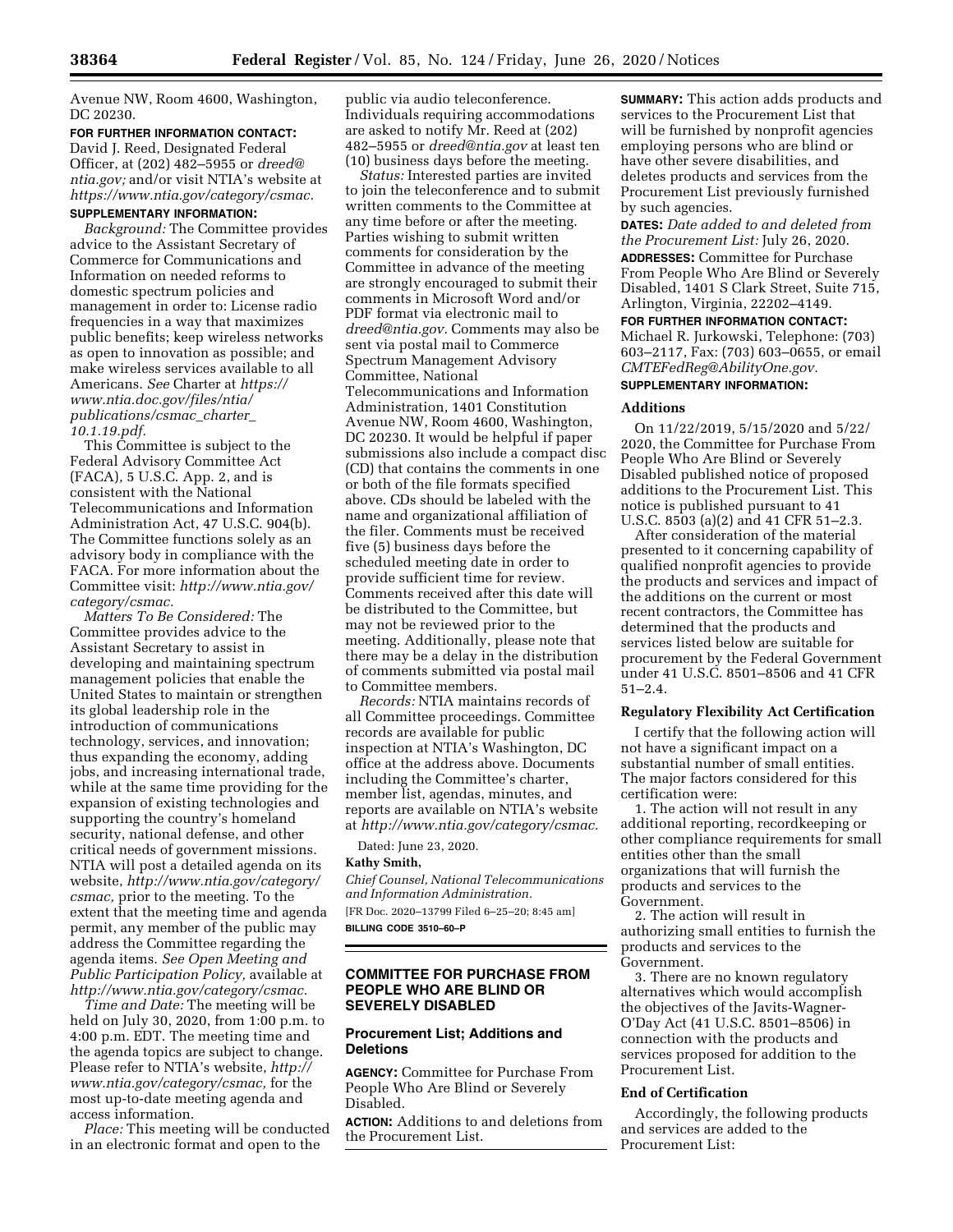Avenue NW, Room 4600, Washington, DC 20230.

**FOR FURTHER INFORMATION CONTACT:** David J. Reed, Designated Federal Officer, at (202) 482–5955 or *dreed@ntia.gov;* and/or visit NTIA's website at *https://www.ntia.gov/category/csmac.*

**SUPPLEMENTARY INFORMATION:**

*Background:* The Committee provides advice to the Assistant Secretary of Commerce for Communications and Information on needed reforms to domestic spectrum policies and management in order to: License radio frequencies in a way that maximizes public benefits; keep wireless networks as open to innovation as possible; and make wireless services available to all Americans. *See* Charter at *https://www.ntia.doc.gov/files/ntia/publications/csmac_charter_10.1.19.pdf.*

This Committee is subject to the Federal Advisory Committee Act (FACA), 5 U.S.C. App. 2, and is consistent with the National Telecommunications and Information Administration Act, 47 U.S.C. 904(b). The Committee functions solely as an advisory body in compliance with the FACA. For more information about the Committee visit: *http://www.ntia.gov/category/csmac.*

*Matters To Be Considered:* The Committee provides advice to the Assistant Secretary to assist in developing and maintaining spectrum management policies that enable the United States to maintain or strengthen its global leadership role in the introduction of communications technology, services, and innovation; thus expanding the economy, adding jobs, and increasing international trade, while at the same time providing for the expansion of existing technologies and supporting the country's homeland security, national defense, and other critical needs of government missions. NTIA will post a detailed agenda on its website, *http://www.ntia.gov/category/csmac,* prior to the meeting. To the extent that the meeting time and agenda permit, any member of the public may address the Committee regarding the agenda items. *See Open Meeting and Public Participation Policy,* available at *http://www.ntia.gov/category/csmac.*

*Time and Date:* The meeting will be held on July 30, 2020, from 1:00 p.m. to 4:00 p.m. EDT. The meeting time and the agenda topics are subject to change. Please refer to NTIA's website, *http://www.ntia.gov/category/csmac,* for the most up-to-date meeting agenda and access information.

*Place:* This meeting will be conducted in an electronic format and open to the public via audio teleconference. Individuals requiring accommodations are asked to notify Mr. Reed at (202) 482–5955 or *dreed@ntia.gov* at least ten (10) business days before the meeting.

*Status:* Interested parties are invited to join the teleconference and to submit written comments to the Committee at any time before or after the meeting. Parties wishing to submit written comments for consideration by the Committee in advance of the meeting are strongly encouraged to submit their comments in Microsoft Word and/or PDF format via electronic mail to *dreed@ntia.gov.* Comments may also be sent via postal mail to Commerce Spectrum Management Advisory Committee, National Telecommunications and Information Administration, 1401 Constitution Avenue NW, Room 4600, Washington, DC 20230. It would be helpful if paper submissions also include a compact disc (CD) that contains the comments in one or both of the file formats specified above. CDs should be labeled with the name and organizational affiliation of the filer. Comments must be received five (5) business days before the scheduled meeting date in order to provide sufficient time for review. Comments received after this date will be distributed to the Committee, but may not be reviewed prior to the meeting. Additionally, please note that there may be a delay in the distribution of comments submitted via postal mail to Committee members.

*Records:* NTIA maintains records of all Committee proceedings. Committee records are available for public inspection at NTIA's Washington, DC office at the address above. Documents including the Committee's charter, member list, agendas, minutes, and reports are available on NTIA's website at *http://www.ntia.gov/category/csmac.*

Dated: June 23, 2020.

**Kathy Smith,**

*Chief Counsel, National Telecommunications and Information Administration.*

[FR Doc. 2020–13799 Filed 6–25–20; 8:45 am]

**BILLING CODE 3510–60–P**

## COMMITTEE FOR PURCHASE FROM PEOPLE WHO ARE BLIND OR SEVERELY DISABLED

### Procurement List; Additions and Deletions

**AGENCY:** Committee for Purchase From People Who Are Blind or Severely Disabled.

**ACTION:** Additions to and deletions from the Procurement List.

**SUMMARY:** This action adds products and services to the Procurement List that will be furnished by nonprofit agencies employing persons who are blind or have other severe disabilities, and deletes products and services from the Procurement List previously furnished by such agencies.

**DATES:** *Date added to and deleted from the Procurement List:* July 26, 2020.

**ADDRESSES:** Committee for Purchase From People Who Are Blind or Severely Disabled, 1401 S Clark Street, Suite 715, Arlington, Virginia, 22202–4149.

**FOR FURTHER INFORMATION CONTACT:** Michael R. Jurkowski, Telephone: (703) 603–2117, Fax: (703) 603–0655, or email *CMTEFedReg@AbilityOne.gov.*

**SUPPLEMENTARY INFORMATION:**

#### Additions

On 11/22/2019, 5/15/2020 and 5/22/2020, the Committee for Purchase From People Who Are Blind or Severely Disabled published notice of proposed additions to the Procurement List. This notice is published pursuant to 41 U.S.C. 8503 (a)(2) and 41 CFR 51–2.3.

After consideration of the material presented to it concerning capability of qualified nonprofit agencies to provide the products and services and impact of the additions on the current or most recent contractors, the Committee has determined that the products and services listed below are suitable for procurement by the Federal Government under 41 U.S.C. 8501–8506 and 41 CFR 51–2.4.

#### Regulatory Flexibility Act Certification

I certify that the following action will not have a significant impact on a substantial number of small entities. The major factors considered for this certification were:

1. The action will not result in any additional reporting, recordkeeping or other compliance requirements for small entities other than the small organizations that will furnish the products and services to the Government.

2. The action will result in authorizing small entities to furnish the products and services to the Government.

3. There are no known regulatory alternatives which would accomplish the objectives of the Javits-Wagner-O'Day Act (41 U.S.C. 8501–8506) in connection with the products and services proposed for addition to the Procurement List.

#### End of Certification

Accordingly, the following products and services are added to the Procurement List: